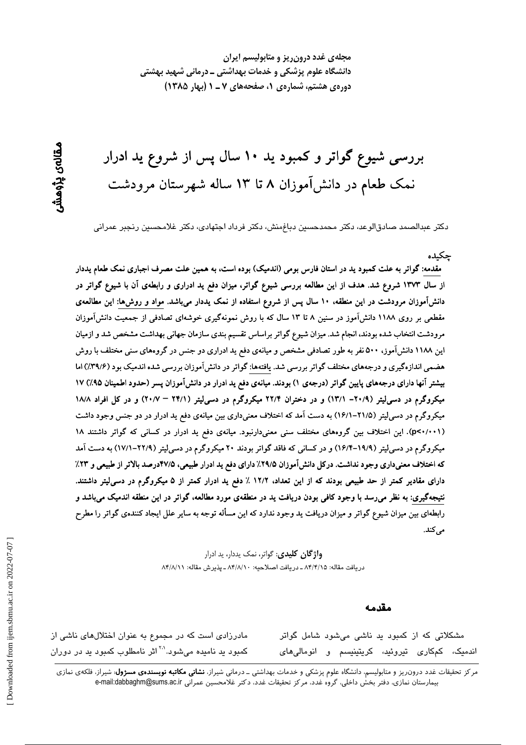مجله‌ی غدد درون‌ریز و متابولیسم ایران
دانشگاه علوم پزشکی و خدمات بهداشتی ـ درمانی شهید بهشتی
دوره‌ی هشتم، شماره‌ی ۱، صفحه‌های ۷ ـ ۱ (بهار ۱۳۸۵)

**مقاله‌ی پژوهشی**

# بررسی شیوع گواتر و کمبود ید ۱۰ سال پس از شروع ید ادرار نمک طعام در دانش‌آموزان ۸ تا ۱۳ ساله شهرستان مرودشت

دکتر عبدالصمد صادق‌الوعد، دکتر محمدحسین دباغ‌منش، دکتر فرداد اجتهادی، دکتر غلامحسین رنجبر عمرانی

## چکیده

**مقدمه: گواتر به علت کمبود ید در استان فارس بومی (اندمیک) بوده است، به همین علت مصرف اجباری نمک طعام یددار از سال ۱۳۷۳ شروع شد. هدف از این مطالعه بررسی شیوع گواتر، میزان دفع ید ادراری و رابطه‌ی آن با شیوع گواتر در دانش‌آموزان مرودشت در این منطقه، ۱۰ سال پس از شروع استفاده از نمک یددار می‌باشد. مواد و روش‌ها: این مطالعه‌ی مقطعی بر روی ۱۱۸۸ دانش‌آموز در سنین ۸ تا ۱۳ سال که با روش نمونه‌گیری خوشه‌ای تصادفی از جمعیت دانش‌آموزان مرودشت انتخاب شده بودند، انجام شد. میزان شیوع گواتر براساس تقسیم بندی سازمان جهانی بهداشت مشخص شد و ازمیان این ۱۱۸۸ دانش‌آموز، ۵۰۰ نفر به طور تصادفی مشخص و میانه‌ی دفع ید ادراری دو جنس در گروه‌های سنی مختلف با روش هضمی اندازه‌گیری و درجه‌های مختلف گواتر بررسی شد. یافته‌ها: گواتر در دانش‌آموزان بررسی شده اندمیک بود (۳۹/۶٪) اما بیشتر آنها دارای درجه‌های پایین گواتر (درجه‌ی ۱) بودند. میانه‌ی دفع ید ادرار در دانش‌آموزان پسر (حدود اطمینان ۹۵٪) ۱۷ میکروگرم در دسی‌لیتر (۲۰/۹– ۱۳/۱) و در دختران ۲۲/۴ میکروگرم در دسی‌لیتر (۲۴/۱ – ۲۰/۷) و در کل افراد ۱۸/۸ میکروگرم در دسی‌لیتر (۲۱/۵–۱۶/۱) به دست آمد که اختلاف معنی‌داری بین میانه‌ی دفع ید ادرار در دو جنس وجود داشت ($p<0.001$). این اختلاف بین گروه‌های مختلف سنی معنی‌دارنبود. میانه‌ی دفع ید ادرار در کسانی که گواتر داشتند ۱۸ میکروگرم در دسی‌لیتر (۱۹/۹–۱۶/۴) و در کسانی که فاقد گواتر بودند ۲۰ میکروگرم در دسی‌لیتر (۲۲/۹–۱۷/۱) به دست آمد که اختلاف معنی‌داری وجود نداشت. درکل دانش‌آموزان ۲۹/۵٪ دارای دفع ید ادرار طبیعی، ۴۷/۵درصد بالاتر از طبیعی و ۲۳٪ دارای مقادیر کمتر از حد طبیعی بودند که از این تعداد، ۱۲/۲ ٪ دفع ید ادرار کمتر از ۵ میکروگرم در دسی‌لیتر داشتند. نتیجه‌گیری: به نظر می‌رسد با وجود کافی بودن دریافت ید در منطقه‌ی مورد مطالعه، گواتر در این منطقه اندمیک می‌باشد و رابطه‌ای بین میزان شیوع گواتر و میزان دریافت ید وجود ندارد که این مسأله توجه به سایر علل ایجاد کننده‌ی گواتر را مطرح می‌کند.**

**واژگان کلیدی:** گواتر، نمک یددار، ید ادرار

دریافت مقاله: ۸۴/۴/۱۵ ـ دریافت اصلاحیه: ۸۴/۸/۱۰ ـ پذیرش مقاله: ۸۴/۸/۱۱

## مقدمه

مشکلاتی که از کمبود ید ناشی می‌شود شامل گواتر اندمیک، کم‌کاری تیروئید، کریتینیسم و انومالی‌های مادرزادی است که در مجموع به عنوان اختلال‌های ناشی از کمبود ید نامیده می‌شود.[۲،۱] اثر نامطلوب کمبود ید در دوران

مرکز تحقیقات غدد درون‌ریز و متابولیسم، دانشگاه علوم پزشکی و خدمات بهداشتی ـ درمانی شیراز، **نشانی مکاتبه نویسنده‌ی مسؤول**: شیراز، فلکه‌ی نمازی بیمارستان نمازی، دفتر بخش داخلی، گروه غدد، مرکز تحقیقات غدد، دکتر غلامحسین رنجبر عمرانی e-mail:dabbaghm@sums.ac.ir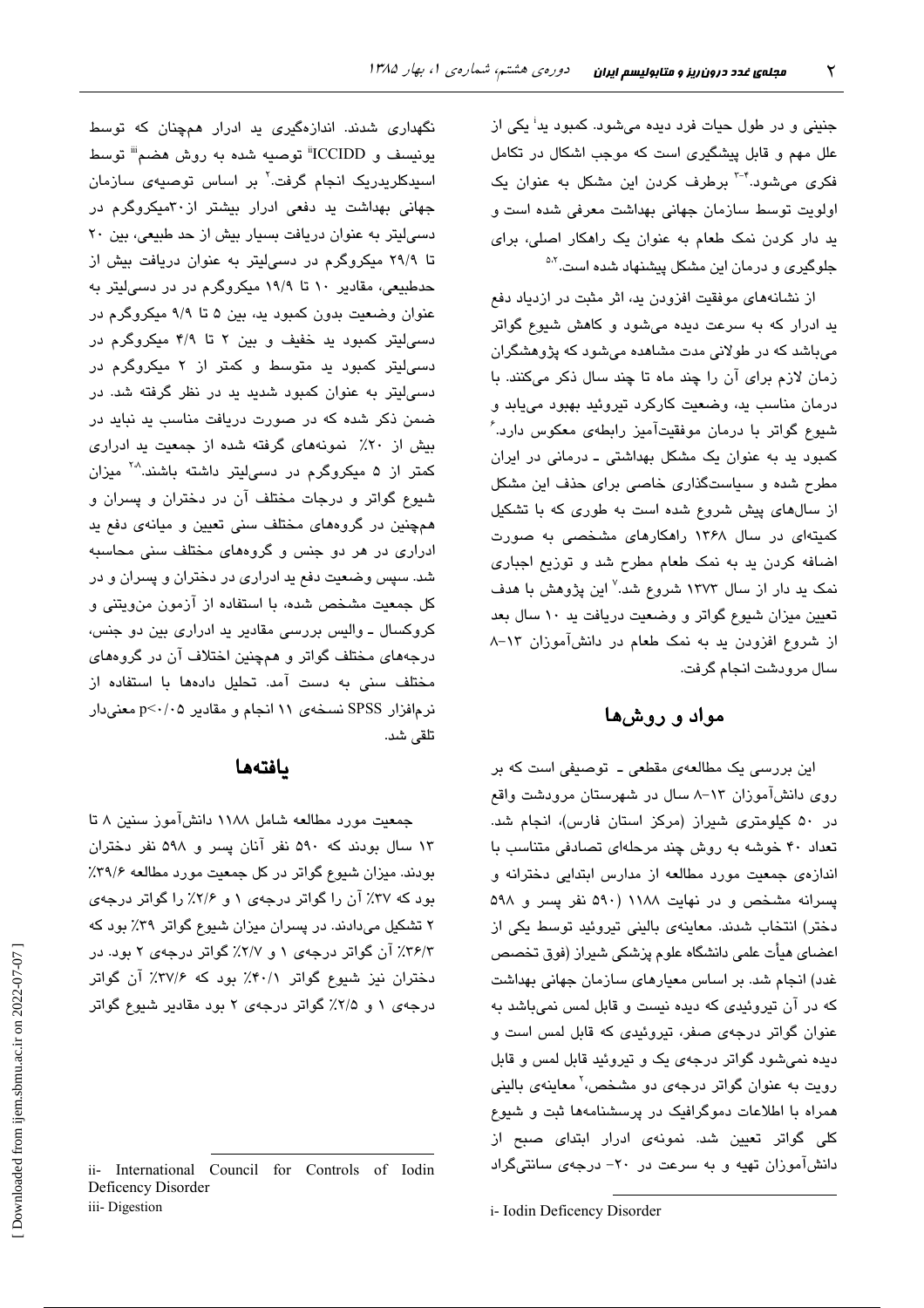جنینی و در طول حیات فرد دیده می‌شود. کمبود ید[i] یکی از علل مهم و قابل پیشگیری است که موجب اشکال در تکامل فکری می‌شود.[۳-۴] برطرف کردن این مشکل به عنوان یک اولویت توسط سازمان جهانی بهداشت معرفی شده است و ید دار کردن نمک طعام به عنوان یک راهکار اصلی، برای جلوگیری و درمان این مشکل پیشنهاد شده است.[۵،۲]

از نشانه‌های موفقیت افزودن ید، اثر مثبت در ازدیاد دفع ید ادرار که به سرعت دیده می‌شود و کاهش شیوع گواتر می‌باشد که در طولانی مدت مشاهده می‌شود که پژوهشگران زمان لازم برای آن را چند ماه تا چند سال ذکر می‌کنند. با درمان مناسب ید، وضعیت کارکرد تیروئید بهبود می‌یابد و شیوع گواتر با درمان موفقیت‌آمیز رابطه‌ی معکوس دارد.[۶] کمبود ید به عنوان یک مشکل بهداشتی ـ درمانی در ایران مطرح شده و سیاست‌گذاری خاصی برای حذف این مشکل از سال‌های پیش شروع شده است به طوری که با تشکیل کمیته‌ای در سال ۱۳۶۸ راهکارهای مشخصی به صورت اضافه کردن ید به نمک طعام مطرح شد و توزیع اجباری نمک ید دار از سال ۱۳۷۳ شروع شد.[۷] این پژوهش با هدف تعیین میزان شیوع گواتر و وضعیت دریافت ید ۱۰ سال بعد از شروع افزودن ید به نمک طعام در دانش‌آموزان ۱۳-۸ سال مرودشت انجام گرفت.

## مواد و روش‌ها

این بررسی یک مطالعه‌ی مقطعی ـ توصیفی است که بر روی دانش‌آموزان ۱۳-۸ سال در شهرستان مرودشت واقع در ۵۰ کیلومتری شیراز (مرکز استان فارس)، انجام شد. تعداد ۴۰ خوشه به روش چند مرحله‌ای تصادفی متناسب با اندازه‌ی جمعیت مورد مطالعه از مدارس ابتدایی دخترانه و پسرانه مشخص و در نهایت ۱۱۸۸ (۵۹۰ نفر پسر و ۵۹۸ دختر) انتخاب شدند. معاینه‌ی بالینی تیروئید توسط یکی از اعضای هیأت علمی دانشگاه علوم پزشکی شیراز (فوق تخصص غدد) انجام شد. بر اساس معیارهای سازمان جهانی بهداشت که در آن تیروئیدی که دیده نیست و قابل لمس نمی‌باشد به عنوان گواتر درجه‌ی صفر، تیروئیدی که قابل لمس است و دیده نمی‌شود گواتر درجه‌ی یک و تیروئید قابل لمس و قابل رویت به عنوان گواتر درجه‌ی دو مشخص،[۲] معاینه‌ی بالینی همراه با اطلاعات دموگرافیک در پرسشنامه‌ها ثبت و شیوع کلی گواتر تعیین شد. نمونه‌ی ادرار ابتدای صبح از دانش‌آموزان تهیه و به سرعت در ۲۰- درجه‌ی سانتی‌گراد نگهداری شدند. اندازه‌گیری ید ادرار همچنان که توسط یونیسف و ICCIDD[ii] توصیه شده به روش هضم[iii] توسط اسیدکلریدریک انجام گرفت.[۲] بر اساس توصیه‌ی سازمان جهانی بهداشت ید دفعی ادرار بیشتر از ۳۰میکروگرم در دسی‌لیتر به عنوان دریافت بسیار بیش از حد طبیعی، بین ۲۰ تا ۲۹/۹ میکروگرم در دسی‌لیتر به عنوان دریافت بیش از حدطبیعی، مقادیر ۱۰ تا ۱۹/۹ میکروگرم در در دسی‌لیتر به عنوان وضعیت بدون کمبود ید، بین ۵ تا ۹/۹ میکروگرم در دسی‌لیتر کمبود ید خفیف و بین ۲ تا ۴/۹ میکروگرم در دسی‌لیتر کمبود ید متوسط و کمتر از ۲ میکروگرم در دسی‌لیتر به عنوان کمبود شدید ید در نظر گرفته شد. در ضمن ذکر شده که در صورت دریافت مناسب ید نباید در بیش از ۲۰٪ نمونه‌های گرفته شده از جمعیت ید ادراری کمتر از ۵ میکروگرم در دسی‌لیتر داشته باشند.[۲،۸] میزان شیوع گواتر و درجات مختلف آن در دختران و پسران و همچنین در گروه‌های مختلف سنی تعیین و میانه‌ی دفع ید ادراری در هر دو جنس و گروه‌های مختلف سنی محاسبه شد. سپس وضعیت دفع ید ادراری در دختران و پسران و در کل جمعیت مشخص شده، با استفاده از آزمون من‌ویتنی و کروکسال ـ والیس بررسی مقادیر ید ادراری بین دو جنس، درجه‌های مختلف گواتر و همچنین اختلاف آن در گروه‌های مختلف سنی به دست آمد. تحلیل داده‌ها با استفاده از نرم‌افزار SPSS نسخه‌ی ۱۱ انجام و مقادیر $p<0.05$ معنی‌دار تلقی شد.

## یافته‌ها

جمعیت مورد مطالعه شامل ۱۱۸۸ دانش‌آموز سنین ۸ تا ۱۳ سال بودند که ۵۹۰ نفر آنان پسر و ۵۹۸ نفر دختران بودند. میزان شیوع گواتر در کل جمعیت مورد مطالعه ۳۹/۶٪ بود که ۳۷٪ آن را گواتر درجه‌ی ۱ و ۲/۶٪ را گواتر درجه‌ی ۲ تشکیل می‌دادند. در پسران میزان شیوع گواتر ۳۹٪ بود که ۳۶/۳٪ آن گواتر درجه‌ی ۱ و ۲/۷٪ گواتر درجه‌ی ۲ بود. در دختران نیز شیوع گواتر ۴۰/۱٪ بود که ۳۷/۶٪ آن گواتر درجه‌ی ۱ و ۲/۵٪ گواتر درجه‌ی ۲ بود مقادیر شیوع گواتر

---

i- Iodin Deficency Disorder

ii- International Council for Controls of Iodin Deficency Disorder

iii- Digestion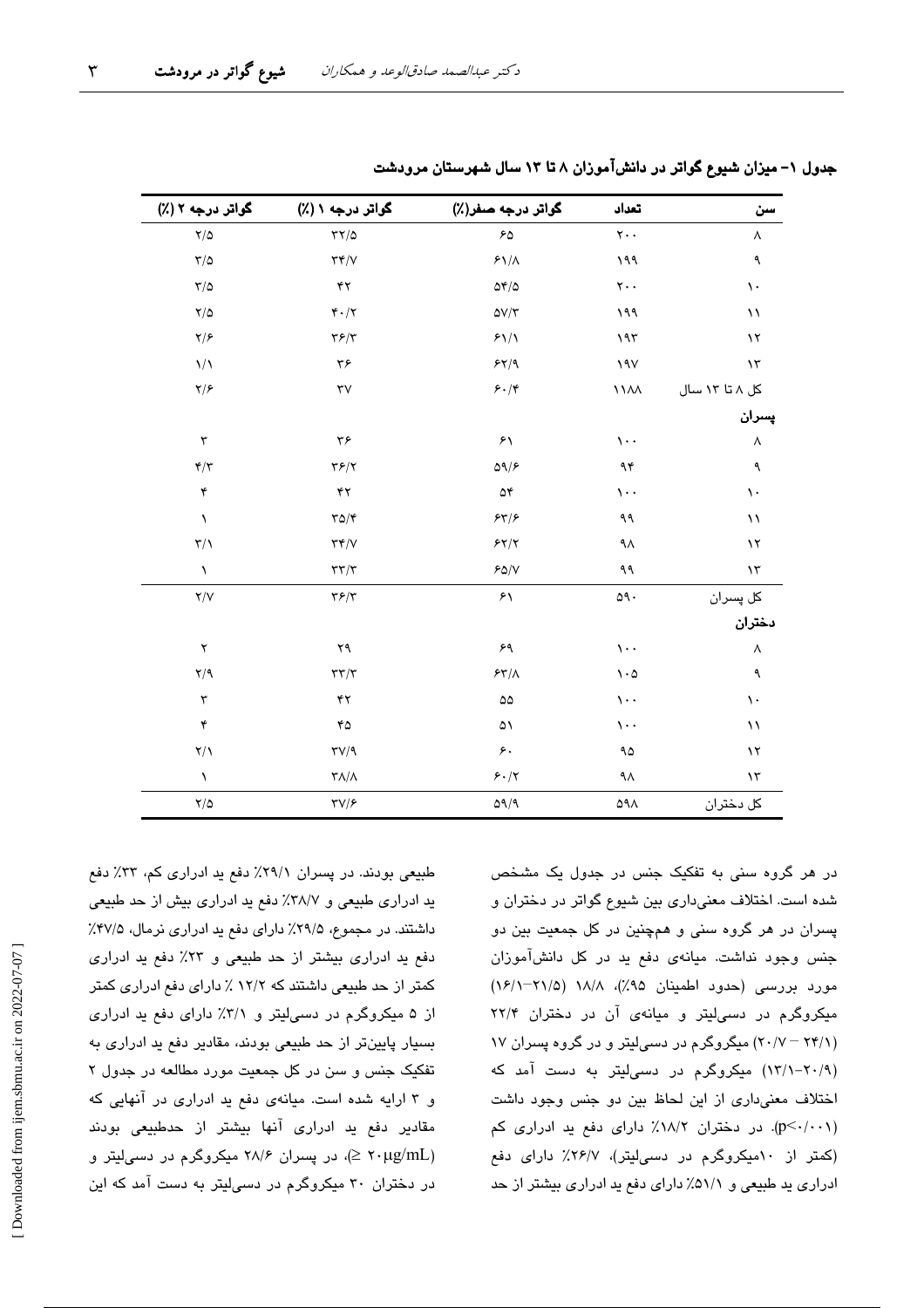جدول ۱- میزان شیوع گواتر در دانش‌آموزان ۸ تا ۱۳ سال شهرستان مرودشت

| سن | تعداد | گواتر درجه صفر(٪) | گواتر درجه ۱ (٪) | گواتر درجه ۲ (٪) |
|---|---|---|---|---|
| ۸ | ۲۰۰ | ۶۵ | ۳۲/۵ | ۲/۵ |
| ۹ | ۱۹۹ | ۶۱/۸ | ۳۴/۷ | ۳/۵ |
| ۱۰ | ۲۰۰ | ۵۴/۵ | ۴۲ | ۳/۵ |
| ۱۱ | ۱۹۹ | ۵۷/۳ | ۴۰/۲ | ۲/۵ |
| ۱۲ | ۱۹۳ | ۶۱/۱ | ۳۶/۳ | ۲/۶ |
| ۱۳ | ۱۹۷ | ۶۲/۹ | ۳۶ | ۱/۱ |
| کل ۸ تا ۱۳ سال | ۱۱۸۸ | ۶۰/۴ | ۳۷ | ۲/۶ |
| **پسران** | | | | |
| ۸ | ۱۰۰ | ۶۱ | ۳۶ | ۳ |
| ۹ | ۹۴ | ۵۹/۶ | ۳۶/۲ | ۴/۳ |
| ۱۰ | ۱۰۰ | ۵۴ | ۴۲ | ۴ |
| ۱۱ | ۹۹ | ۶۳/۶ | ۳۵/۴ | ۱ |
| ۱۲ | ۹۸ | ۶۲/۲ | ۳۴/۷ | ۳/۱ |
| ۱۳ | ۹۹ | ۶۵/۷ | ۳۳/۳ | ۱ |
| کل پسران | ۵۹۰ | ۶۱ | ۳۶/۳ | ۲/۷ |
| **دختران** | | | | |
| ۸ | ۱۰۰ | ۶۹ | ۲۹ | ۲ |
| ۹ | ۱۰۵ | ۶۳/۸ | ۳۳/۳ | ۲/۹ |
| ۱۰ | ۱۰۰ | ۵۵ | ۴۲ | ۳ |
| ۱۱ | ۱۰۰ | ۵۱ | ۴۵ | ۴ |
| ۱۲ | ۹۵ | ۶۰ | ۳۷/۹ | ۲/۱ |
| ۱۳ | ۹۸ | ۶۰/۲ | ۳۸/۸ | ۱ |
| کل دختران | ۵۹۸ | ۵۹/۹ | ۳۷/۶ | ۲/۵ |

در هر گروه سنی به تفکیک جنس در جدول یک مشخص شده است. اختلاف معنی‌داری بین شیوع گواتر در دختران و پسران در هر گروه سنی و همچنین در کل جمعیت بین دو جنس وجود نداشت. میانه‌ی دفع ید در کل دانش‌آموزان مورد بررسی (حدود اطمینان ۹۵٪)، ۱۸/۸ (۲۱/۵–۱۶/۱) میکروگرم در دسی‌لیتر و میانه‌ی آن در دختران ۲۲/۴ (۲۴/۱ – ۲۰/۷) میکروگرم در دسی‌لیتر و در گروه پسران ۱۷ (۲۰/۹–۱۳/۱) میکروگرم در دسی‌لیتر به دست آمد که اختلاف معنی‌داری از این لحاظ بین دو جنس وجود داشت ($p<0/001$). در دختران ۱۸/۲٪ دارای دفع ید ادراری کم (کمتر از ۱۰میکروگرم در دسی‌لیتر)، ۲۶/۷٪ دارای دفع ادراری ید طبیعی و ۵۱/۱٪ دارای دفع ید ادراری بیشتر از حد طبیعی بودند. در پسران ۲۹/۱٪ دفع ید ادراری کم، ۳۳٪ دفع ید ادراری طبیعی و ۳۸/۷٪ دفع ید ادراری بیش از حد طبیعی داشتند. در مجموع، ۲۹/۵٪ دارای دفع ید ادراری نرمال، ۴۷/۵٪ دفع ید ادراری بیشتر از حد طبیعی و ۲۳٪ دفع ید ادراری کمتر از حد طبیعی داشتند که ۱۲/۲ ٪ دارای دفع ادراری کمتر از ۵ میکروگرم در دسی‌لیتر و ۳/۱٪ دارای دفع ید ادراری بسیار پایین‌تر از حد طبیعی بودند، مقادیر دفع ید ادراری به تفکیک جنس و سن در کل جمعیت مورد مطالعه در جدول ۲ و ۳ ارایه شده است. میانه‌ی دفع ید ادراری در آنهایی که مقادیر دفع ید ادراری آنها بیشتر از حدطبیعی بودند ($\geq 20\mu g/mL$)، در پسران ۲۸/۶ میکروگرم در دسی‌لیتر و در دختران ۳۰ میکروگرم در دسی‌لیتر به دست آمد که این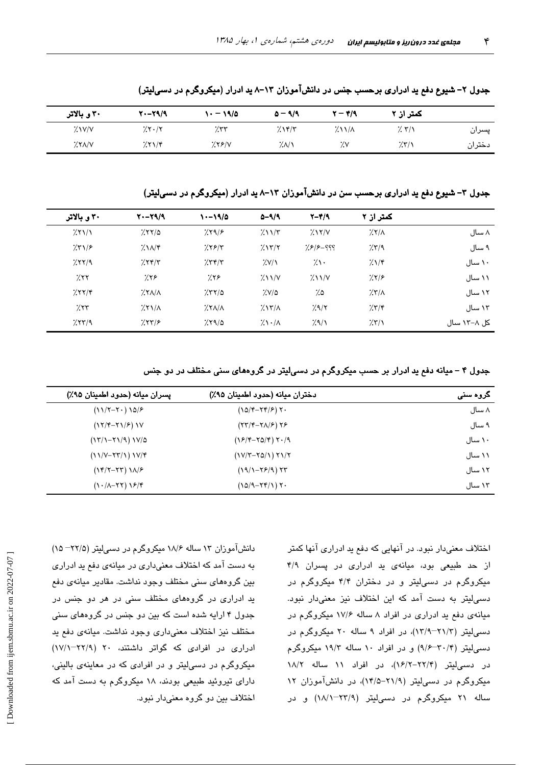جدول ۲- شیوع دفع ید ادراری برحسب جنس در دانش‌آموزان ۱۳-۸ ید ادرار (میکروگرم در دسی‌لیتر)

| | کمتر از ۲ | ۴/۹ − ۲ | ۹/۹ − ۵ | ۱۹/۵ − ۱۰ | ۲۹/۹−۲۰ | ۳۰ و بالاتر |
|---|---|---|---|---|---|---|
| پسران | ٪ ۳/۱ | ٪۱۱/۸ | ٪۱۴/۳ | ٪۳۳ | ٪۲۰/۲ | ٪۱۷/۷ |
| دختران | ٪۳/۱ | ٪۷ | ٪۸/۱ | ٪۲۶/۷ | ٪۲۱/۴ | ٪۲۸/۷ |

جدول ۳- شیوع دفع ید ادراری برحسب سن در دانش‌آموزان ۱۳-۸ ید ادرار (میکروگرم در دسی‌لیتر)

| | کمتر از ۲ | ۴/۹−۲ | ۹/۹−۵ | ۱۹/۵−۱۰ | ۲۹/۹−۲۰ | ۳۰ و بالاتر |
|---|---|---|---|---|---|---|
| ۸ سال | ٪۲/۸ | ٪۱۲/۷ | ٪۱۱/۳ | ٪۲۹/۶ | ٪۲۲/۵ | ٪۲۱/۱ |
| ۹ سال | ٪۳/۹ | ٪۶/۶-؟؟؟ | ٪۱۳/۲ | ٪۲۶/۳ | ٪۱۸/۴ | ٪۳۱/۶ |
| ۱۰ سال | ٪۱/۴ | ٪۱۰ | ٪۷/۱ | ٪۳۴/۳ | ٪۲۴/۳ | ٪۲۲/۹ |
| ۱۱ سال | ٪۲/۶ | ٪۱۱/۷ | ٪۱۱/۷ | ٪۲۶ | ٪۲۶ | ٪۲۲ |
| ۱۲ سال | ٪۳/۸ | ٪۵ | ٪۷/۵ | ٪۳۲/۵ | ٪۲۸/۸ | ٪۲۲/۴ |
| ۱۳ سال | ٪۳/۴ | ٪۹/۲ | ٪۱۳/۸ | ٪۲۸/۸ | ٪۲۱/۸ | ٪۲۳ |
| کل ۱۳-۸ سال | ٪۳/۱ | ٪۹/۱ | ٪۱۰/۸ | ٪۲۹/۵ | ٪۲۳/۶ | ٪۲۳/۹ |

جدول ۴ - میانه دفع ید ادرار بر حسب میکروگرم در دسی‌لیتر در گروه‌های سنی مختلف در دو جنس

| گروه سنی | دختران میانه (حدود اطمینان ۹۵٪) | پسران میانه (حدود اطمینان ۹۵٪) |
|---|---|---|
| ۸ سال | ۲۰ (۲۴/۶−۱۵/۴) | ۱۵/۶ (۲۰−۱۱/۲) |
| ۹ سال | ۲۶ (۲۸/۶−۲۳/۴) | ۱۷ (۲۱/۶−۱۲/۴) |
| ۱۰ سال | ۲۰/۹ (۲۵/۴−۱۶/۴) | ۱۷/۵ (۲۱/۹−۱۳/۱) |
| ۱۱ سال | ۲۱/۲ (۲۵/۱−۱۷/۳) | ۱۷/۴ (۲۳/۱−۱۱/۷) |
| ۱۲ سال | ۲۳ (۲۶/۹−۱۹/۱) | ۱۸/۶ (۲۳−۱۴/۲) |
| ۱۳ سال | ۲۰ (۲۴/۱−۱۵/۹) | ۱۶/۴ (۲۲−۱۰/۸) |

اختلاف معنی‌دار نبود. در آنهایی که دفع ید ادراری آنها کمتر از حد طبیعی بود، میانه‌ی ید ادراری در پسران ۴/۹ میکروگرم در دسی‌لیتر و در دختران ۴/۴ میکروگرم در دسی‌لیتر به دست آمد که این اختلاف نیز معنی‌دار نبود. میانه‌ی دفع ید ادراری در افراد ۸ ساله ۱۷/۶ میکروگرم در دسی‌لیتر (۲۱/۳−۱۳/۹)، در افراد ۹ ساله ۲۰ میکروگرم در دسی‌لیتر (۳۰/۴−۹/۶) و در افراد ۱۰ ساله ۱۹/۳ میکروگرم در دسی‌لیتر (۲۲/۴−۱۶/۲)، در افراد ۱۱ ساله ۱۸/۲ میکروگرم در دسی‌لیتر (۲۱/۹−۱۴/۵)، در دانش‌آموزان ۱۲ ساله ۲۱ میکروگرم در دسی‌لیتر (۲۳/۹−۱۸/۱) و در دانش‌آموزان ۱۳ ساله ۱۸/۶ میکروگرم در دسی‌لیتر (۲۲/۵− ۱۵) به دست آمد که اختلاف معنی‌داری در میانه‌ی دفع ید ادراری بین گروه‌های سنی مختلف وجود نداشت. مقادیر میانه‌ی دفع ید ادراری در گروه‌های مختلف سنی در هر دو جنس در جدول ۴ ارایه شده است که بین دو جنس در گروه‌های سنی مختلف نیز اختلاف معنی‌داری وجود نداشت. میانه‌ی دفع ید ادراری در افرادی که گواتر داشتند، ۲۰ (۲۲/۹−۱۷/۱) میکروگرم در دسی‌لیتر و در افرادی که در معاینه‌ی بالینی، دارای تیروئید طبیعی بودند، ۱۸ میکروگرم به دست آمد که اختلاف بین دو گروه معنی‌دار نبود.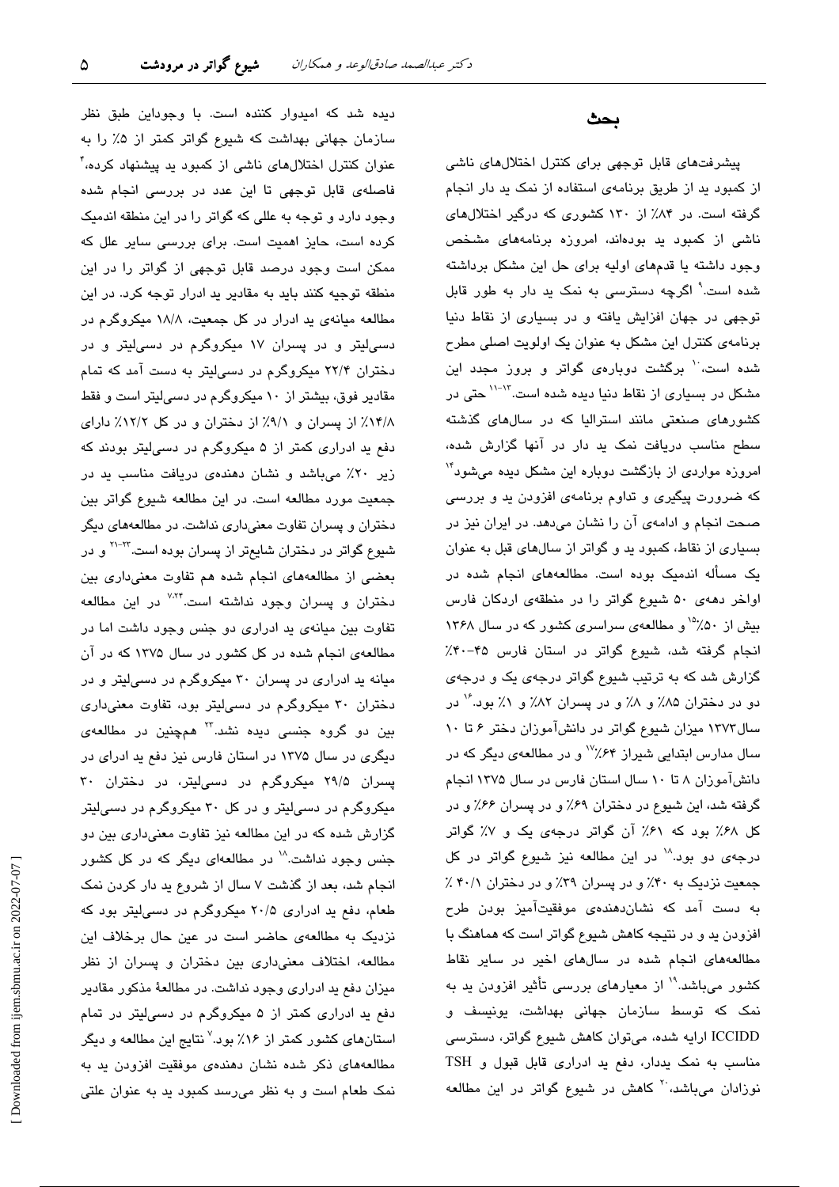## بحث

پیشرفت‌های قابل توجهی برای کنترل اختلال‌های ناشی از کمبود ید از طریق برنامه‌ی استفاده از نمک ید دار انجام گرفته است. در ۸۴٪ از ۱۳۰ کشوری که درگیر اختلال‌های ناشی از کمبود ید بوده‌اند، امروزه برنامه‌های مشخص وجود داشته یا قدم‌های اولیه برای حل این مشکل برداشته شده است.[۹] اگرچه دسترسی به نمک ید دار به طور قابل توجهی در جهان افزایش یافته و در بسیاری از نقاط دنیا برنامه‌ی کنترل این مشکل به عنوان یک اولویت اصلی مطرح شده است،[۱۰] برگشت دوباره‌ی گواتر و بروز مجدد این مشکل در بسیاری از نقاط دنیا دیده شده است.[۱۱-۱۳] حتی در کشورهای صنعتی مانند استرالیا که در سال‌های گذشته سطح مناسب دریافت نمک ید دار در آنها گزارش شده، امروزه مواردی از بازگشت دوباره این مشکل دیده می‌شود[۱۴] که ضرورت پیگیری و تداوم برنامه‌ی افزودن ید و بررسی صحت انجام و ادامه‌ی آن را نشان می‌دهد. در ایران نیز در بسیاری از نقاط، کمبود ید و گواتر از سال‌های قبل به عنوان یک مسأله اندمیک بوده است. مطالعه‌های انجام شده در اواخر دهه‌ی ۵۰ شیوع گواتر را در منطقه‌ی اردکان فارس بیش از ۵۰٪[۱۵] و مطالعه‌ی سراسری کشور که در سال ۱۳۶۸ انجام گرفته شد، شیوع گواتر در استان فارس ۴۵-۴۰٪ گزارش شد که به ترتیب شیوع گواتر درجه‌ی یک و درجه‌ی دو در دختران ۸۵٪ و ۸٪ و در پسران ۸۲٪ و ۱٪ بود.[۱۶] در سال ۱۳۷۳ میزان شیوع گواتر در دانش‌آموزان دختر ۶ تا ۱۰ سال مدارس ابتدایی شیراز ۶۴٪[۱۷] و در مطالعه‌ی دیگر که در دانش‌آموزان ۸ تا ۱۰ سال استان فارس در سال ۱۳۷۵ انجام گرفته شد، این شیوع در دختران ۶۹٪ و در پسران ۶۶٪ و در کل ۶۸٪ بود که ۶۱٪ آن گواتر درجه‌ی یک و ۷٪ گواتر درجه‌ی دو بود.[۱۸] در این مطالعه نیز شیوع گواتر در کل جمعیت نزدیک به ۴۰٪ و در پسران ۳۹٪ و در دختران ۴۰/۱ ٪ به دست آمد که نشان‌دهنده‌ی موفقیت‌آمیز بودن طرح افزودن ید و در نتیجه کاهش شیوع گواتر است که هماهنگ با مطالعه‌های انجام شده در سال‌های اخیر در سایر نقاط کشور می‌باشد.[۱۹] از معیارهای بررسی تأثیر افزودن ید به نمک که توسط سازمان جهانی بهداشت، یونیسف و ICCIDD ارایه شده، می‌توان کاهش شیوع گواتر، دسترسی مناسب به نمک یددار، دفع ید ادراری قابل قبول و TSH نوزادان می‌باشد،[۲۰] کاهش در شیوع گواتر در این مطالعه دیده شد که امیدوار کننده است. با وجوداین طبق نظر سازمان جهانی بهداشت که شیوع گواتر کمتر از ۵٪ را به عنوان کنترل اختلال‌های ناشی از کمبود ید پیشنهاد کرده،[۴] فاصله‌ی قابل توجهی تا این عدد در بررسی انجام شده وجود دارد و توجه به عللی که گواتر را در این منطقه اندمیک کرده است، حایز اهمیت است. برای بررسی سایر علل که ممکن است وجود درصد قابل توجهی از گواتر را در این منطقه توجیه کنند باید به مقادیر ید ادرار توجه کرد. در این مطالعه میانه‌ی ید ادرار در کل جمعیت، ۱۸/۸ میکروگرم در دسی‌لیتر و در پسران ۱۷ میکروگرم در دسی‌لیتر و در دختران ۲۲/۴ میکروگرم در دسی‌لیتر به دست آمد که تمام مقادیر فوق، بیشتر از ۱۰ میکروگرم در دسی‌لیتر است و فقط ۱۴/۸٪ از پسران و ۹/۱٪ از دختران و در کل ۱۲/۲٪ دارای دفع ید ادراری کمتر از ۵ میکروگرم در دسی‌لیتر بودند که زیر ۲۰٪ می‌باشد و نشان دهنده‌ی دریافت مناسب ید در جمعیت مورد مطالعه است. در این مطالعه شیوع گواتر بین دختران و پسران تفاوت معنی‌داری نداشت. در مطالعه‌های دیگر شیوع گواتر در دختران شایع‌تر از پسران بوده است.[۲۱-۲۳] و در بعضی از مطالعه‌های انجام شده هم تفاوت معنی‌داری بین دختران و پسران وجود نداشته است.[۷،۲۴] در این مطالعه تفاوت بین میانه‌ی ید ادراری دو جنس وجود داشت اما در مطالعه‌ی انجام شده در کل کشور در سال ۱۳۷۵ که در آن میانه ید ادراری در پسران ۳۰ میکروگرم در دسی‌لیتر و در دختران ۳۰ میکروگرم در دسی‌لیتر بود، تفاوت معنی‌داری بین دو گروه جنسی دیده نشد.[۲۳] همچنین در مطالعه‌ی دیگری در سال ۱۳۷۵ در استان فارس نیز دفع ید ادرای در پسران ۲۹/۵ میکروگرم در دسی‌لیتر، در دختران ۳۰ میکروگرم در دسی‌لیتر و در کل ۳۰ میکروگرم در دسی‌لیتر گزارش شده که در این مطالعه نیز تفاوت معنی‌داری بین دو جنس وجود نداشت.[۱۸] در مطالعه‌ای دیگر که در کل کشور انجام شد، بعد از گذشت ۷ سال از شروع ید دار کردن نمک طعام، دفع ید ادراری ۲۰/۵ میکروگرم در دسی‌لیتر بود که نزدیک به مطالعه‌ی حاضر است و در عین حال برخلاف این مطالعه، اختلاف معنی‌داری بین دختران و پسران از نظر میزان دفع ید ادراری وجود نداشت. در مطالعهٔ مذکور مقادیر دفع ید ادراری کمتر از ۵ میکروگرم در دسی‌لیتر در تمام استان‌های کشور کمتر از ۱۶٪ بود.[۷] نتایج این مطالعه و دیگر مطالعه‌های ذکر شده نشان دهنده‌ی موفقیت افزودن ید به نمک طعام است و به نظر می‌رسد کمبود ید به عنوان علتی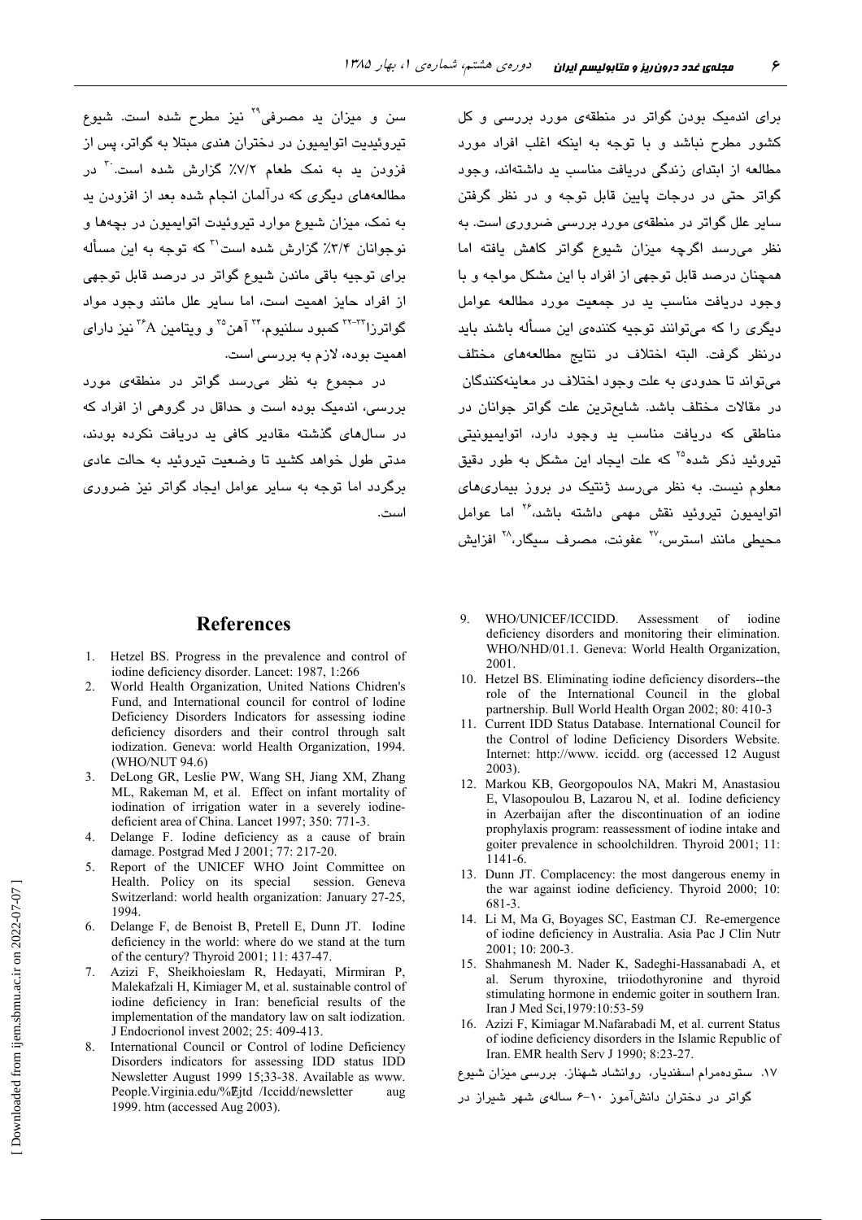برای اندمیک بودن گواتر در منطقه‌ی مورد بررسی و کل کشور مطرح نباشد و با توجه به اینکه اغلب افراد مورد مطالعه از ابتدای زندگی دریافت مناسب ید داشته‌اند، وجود گواتر حتی در درجات پایین قابل توجه و در نظر گرفتن سایر علل گواتر در منطقه‌ی مورد بررسی ضروری است. به نظر می‌رسد اگرچه میزان شیوع گواتر کاهش یافته اما همچنان درصد قابل توجهی از افراد با این مشکل مواجه و با وجود دریافت مناسب ید در جمعیت مورد مطالعه عوامل دیگری را که می‌توانند توجیه کننده‌ی این مسأله باشند باید درنظر گرفت. البته اختلاف در نتایج مطالعه‌های مختلف می‌تواند تا حدودی به علت وجود اختلاف در معاینه‌کنندگان در مقالات مختلف باشد. شایع‌ترین علت گواتر جوانان در مناطقی که دریافت مناسب ید وجود دارد، اتوایمیونیتی تیروئید ذکر شده[25] که علت ایجاد این مشکل به طور دقیق معلوم نیست. به نظر می‌رسد ژنتیک در بروز بیماری‌های اتوایمیون تیروئید نقش مهمی داشته باشد،[26] اما عوامل محیطی مانند استرس،[27] عفونت، مصرف سیگار،[28] افزایش سن و میزان ید مصرفی[29] نیز مطرح شده است. شیوع تیروئیدیت اتوایمیون در دختران هندی مبتلا به گواتر، پس از فزودن ید به نمک طعام ۷/۲٪ گزارش شده است.[30] در مطالعه‌های دیگری که درآلمان انجام شده بعد از افزودن ید به نمک، میزان شیوع موارد تیروئیدت اتوایمیون در بچه‌ها و نوجوانان ۳/۴٪ گزارش شده است[31] که توجه به این مسأله برای توجیه باقی ماندن شیوع گواتر در درصد قابل توجهی از افراد حایز اهمیت است. اما سایر علل مانند وجود مواد گواترزا[32-33] کمبود سلنیوم،[34] آهن[35] و ویتامین A[36] نیز دارای اهمیت بوده، لازم به بررسی است.

در مجموع به نظر می‌رسد گواتر در منطقه‌ی مورد بررسی، اندمیک بوده است و حداقل در گروهی از افراد که در سال‌های گذشته مقادیر کافی ید دریافت نکرده بودند، مدتی طول خواهد کشید تا وضعیت تیروئید به حالت عادی برگردد اما توجه به سایر عوامل ایجاد گواتر نیز ضروری است.

## References

1. Hetzel BS. Progress in the prevalence and control of iodine deficiency disorder. Lancet: 1987, 1:266
2. World Health Organization, United Nations Chidren's Fund, and International council for control of Iodine Deficiency Disorders Indicators for assessing iodine deficiency disorders and their control through salt iodization. Geneva: world Health Organization, 1994. (WHO/NUT 94.6)
3. DeLong GR, Leslie PW, Wang SH, Jiang XM, Zhang ML, Rakeman M, et al. Effect on infant mortality of iodination of irrigation water in a severely iodine-deficient area of China. Lancet 1997; 350: 771-3.
4. Delange F. Iodine deficiency as a cause of brain damage. Postgrad Med J 2001; 77: 217-20.
5. Report of the UNICEF WHO Joint Committee on Health. Policy on its special session. Geneva Switzerland: world health organization: January 27-25, 1994.
6. Delange F, de Benoist B, Pretell E, Dunn JT. Iodine deficiency in the world: where do we stand at the turn of the century? Thyroid 2001; 11: 437-47.
7. Azizi F, Sheikhoieslam R, Hedayati, Mirmiran P, Malekafzali H, Kimiager M, et al. sustainable control of iodine deficiency in Iran: beneficial results of the implementation of the mandatory law on salt iodization. J Endocrionol invest 2002; 25: 409-413.
8. International Council or Control of Iodine Deficiency Disorders indicators for assessing IDD status IDD Newsletter August 1999 15;33-38. Available as www. People.Virginia.edu/%Ejtd /Iccidd/newsletter aug 1999. htm (accessed Aug 2003).
9. WHO/UNICEF/ICCIDD. Assessment of iodine deficiency disorders and monitoring their elimination. WHO/NHD/01.1. Geneva: World Health Organization, 2001.
10. Hetzel BS. Eliminating iodine deficiency disorders--the role of the International Council in the global partnership. Bull World Health Organ 2002; 80: 410-3
11. Current IDD Status Database. International Council for the Control of Iodine Deficiency Disorders Website. Internet: http://www. iccidd. org (accessed 12 August 2003).
12. Markou KB, Georgopoulos NA, Makri M, Anastasiou E, Vlasopoulou B, Lazarou N, et al. Iodine deficiency in Azerbaijan after the discontinuation of an iodine prophylaxis program: reassessment of iodine intake and goiter prevalence in schoolchildren. Thyroid 2001; 11: 1141-6.
13. Dunn JT. Complacency: the most dangerous enemy in the war against iodine deficiency. Thyroid 2000; 10: 681-3.
14. Li M, Ma G, Boyages SC, Eastman CJ. Re-emergence of iodine deficiency in Australia. Asia Pac J Clin Nutr 2001; 10: 200-3.
15. Shahmanesh M. Nader K, Sadeghi-Hassanabadi A, et al. Serum thyroxine, triiodothyronine and thyroid stimulating hormone in endemic goiter in southern Iran. Iran J Med Sci,1979:10:53-59
16. Azizi F, Kimiagar M.Nafarabadi M, et al. current Status of iodine deficiency disorders in the Islamic Republic of Iran. EMR health Serv J 1990; 8:23-27.
17. ستوده‌مرام اسفندیار، روانشاد شهناز. بررسی میزان شیوع گواتر در دختران دانش‌آموز ۱۰-۶ ساله‌ی شهر شیراز در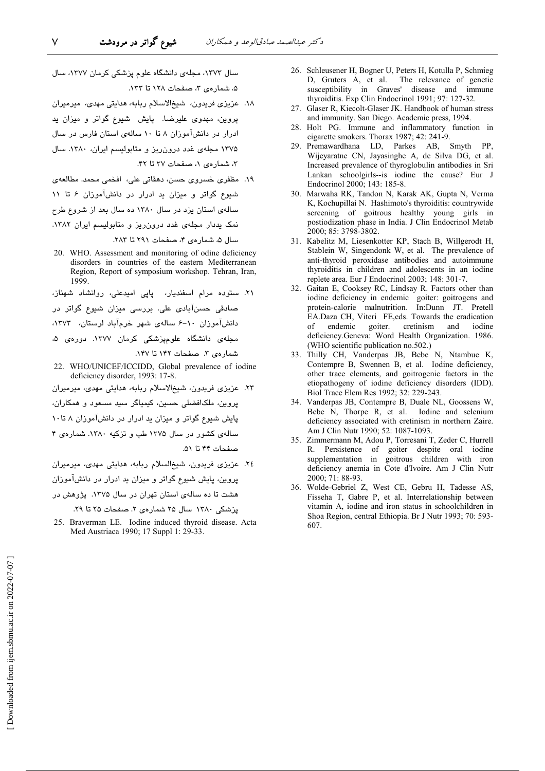سال ۱۳۷۳، مجله‌ی دانشگاه علوم پزشکی کرمان ۱۳۷۷، سال ۵، شماره‌ی ۳، صفحات ۱۲۸ تا ۱۳۳.

۱۸. عزیزی فریدون، شیخ‌الاسلام ربابه، هدایتی مهدی، میرمیران پروین، مهدوی علیرضا. پایش شیوع گواتر و میزان ید ادرار در دانش‌آموزان ۸ تا ۱۰ ساله‌ی استان فارس در سال ۱۳۷۵ مجله‌ی غدد درون‌ریز و متابولیسم ایران، ۱۳۸۰. سال ۳، شماره‌ی ۱، صفحات ۳۷ تا ۴۲.

۱۹. مظفری خسروی حسن، دهقانی علی، افخمی محمد. مطالعه‌ی شیوع گواتر و میزان ید ادرار در دانش‌آموزان ۶ تا ۱۱ ساله‌ی استان یزد در سال ۱۳۸۰ ده سال بعد از شروع طرح نمک یددار مجله‌ی غدد درون‌ریز و متابولیسم ایران ۱۳۸۲. سال ۵، شماره‌ی ۴، صفحات ۲۹۱ تا ۲۸۳.

20. WHO. Assessment and monitoring of odine deficiency disorders in countries of the eastern Mediterranean Region, Report of symposium workshop. Tehran, Iran, 1999.

۲۱. ستوده مرام اسفندیار، پاپی امیدعلی، روانشاد شهناز، صادقی حسن‌آبادی علی. بررسی میزان شیوع گواتر در دانش‌آموزان ۱۰-۶ ساله‌ی شهر خرم‌آباد لرستان، ۱۳۷۳، مجله‌ی دانشگاه علوم‌پزشکی کرمان ۱۳۷۷. دوره‌ی ۵، شماره‌ی ۳. صفحات ۱۴۲ تا ۱۴۷.

22. WHO/UNICEF/ICCIDD, Global prevalence of iodine deficiency disorder, 1993: 17-8.

۲۳. عزیزی فریدون، شیخ‌الاسلام ربابه، هدایتی مهدی، میرمیران پروین، ملک‌افضلی حسین، کیمیاگر سید مسعود و همکاران، پایش شیوع گواتر و میزان ید ادرار در دانش‌آموزان ۸ تا ۱۰ ساله‌ی کشور در سال ۱۳۷۵ طب و تزکیه ۱۳۸۰. شماره‌ی ۴ صفحات ۴۴ تا ۵۱.

۲۴. عزیزی فریدون، شیخ‌السلام ربابه، هدایتی مهدی، میرمیران پروین، پایش شیوع گواتر و میزان ید ادرار در دانش‌آموزان هشت تا ده ساله‌ی استان تهران در سال ۱۳۷۵. پژوهش در پزشکی ۱۳۸۰ سال ۲۵ شماره‌ی ۲. صفحات ۲۵ تا ۲۹.

25. Braverman LE. Iodine induced thyroid disease. Acta Med Austriaca 1990; 17 Suppl 1: 29-33.

26. Schleusener H, Bogner U, Peters H, Kotulla P, Schmieg D, Gruters A, et al. The relevance of genetic susceptibility in Graves' disease and immune thyroiditis. Exp Clin Endocrinol 1991; 97: 127-32.

27. Glaser R, Kiecolt-Glaser JK. Handbook of human stress and immunity. San Diego. Academic press, 1994.

28. Holt PG. Immune and inflammatory function in cigarette smokers. Thorax 1987; 42: 241-9.

29. Premawardhana LD, Parkes AB, Smyth PP, Wijeyaratne CN, Jayasinghe A, de Silva DG, et al. Increased prevalence of thyroglobulin antibodies in Sri Lankan schoolgirls--is iodine the cause? Eur J Endocrinol 2000; 143: 185-8.

30. Marwaha RK, Tandon N, Karak AK, Gupta N, Verma K, Kochupillai N. Hashimoto's thyroiditis: countrywide screening of goitrous healthy young girls in postiodization phase in India. J Clin Endocrinol Metab 2000; 85: 3798-3802.

31. Kabelitz M, Liesenkotter KP, Stach B, Willgerodt H, Stablein W, Singendonk W, et al. The prevalence of anti-thyroid peroxidase antibodies and autoimmune thyroiditis in children and adolescents in an iodine replete area. Eur J Endocrinol 2003; 148: 301-7.

32. Gaitan E, Cooksey RC, Lindsay R. Factors other than iodine deficiency in endemic goiter: goitrogens and protein-calorie malnutrition. In:Dunn JT. Pretell EA.Daza CH, Viteri FE,eds. Towards the eradication of endemic goiter. cretinism and iodine deficiency.Geneva: Word Health Organization. 1986. (WHO scientific publication no.502.)

33. Thilly CH, Vanderpas JB, Bebe N, Ntambue K, Contempre B, Swennen B, et al. Iodine deficiency, other trace elements, and goitrogenic factors in the etiopathogeny of iodine deficiency disorders (IDD). Biol Trace Elem Res 1992; 32: 229-243.

34. Vanderpas JB, Contempre B, Duale NL, Goossens W, Bebe N, Thorpe R, et al. Iodine and selenium deficiency associated with cretinism in northern Zaire. Am J Clin Nutr 1990; 52: 1087-1093.

35. Zimmermann M, Adou P, Torresani T, Zeder C, Hurrell R. Persistence of goiter despite oral iodine supplementation in goitrous children with iron deficiency anemia in Cote d'Ivoire. Am J Clin Nutr 2000; 71: 88-93.

36. Wolde-Gebriel Z, West CE, Gebru H, Tadesse AS, Fisseha T, Gabre P, et al. Interrelationship between vitamin A, iodine and iron status in schoolchildren in Shoa Region, central Ethiopia. Br J Nutr 1993; 70: 593-607.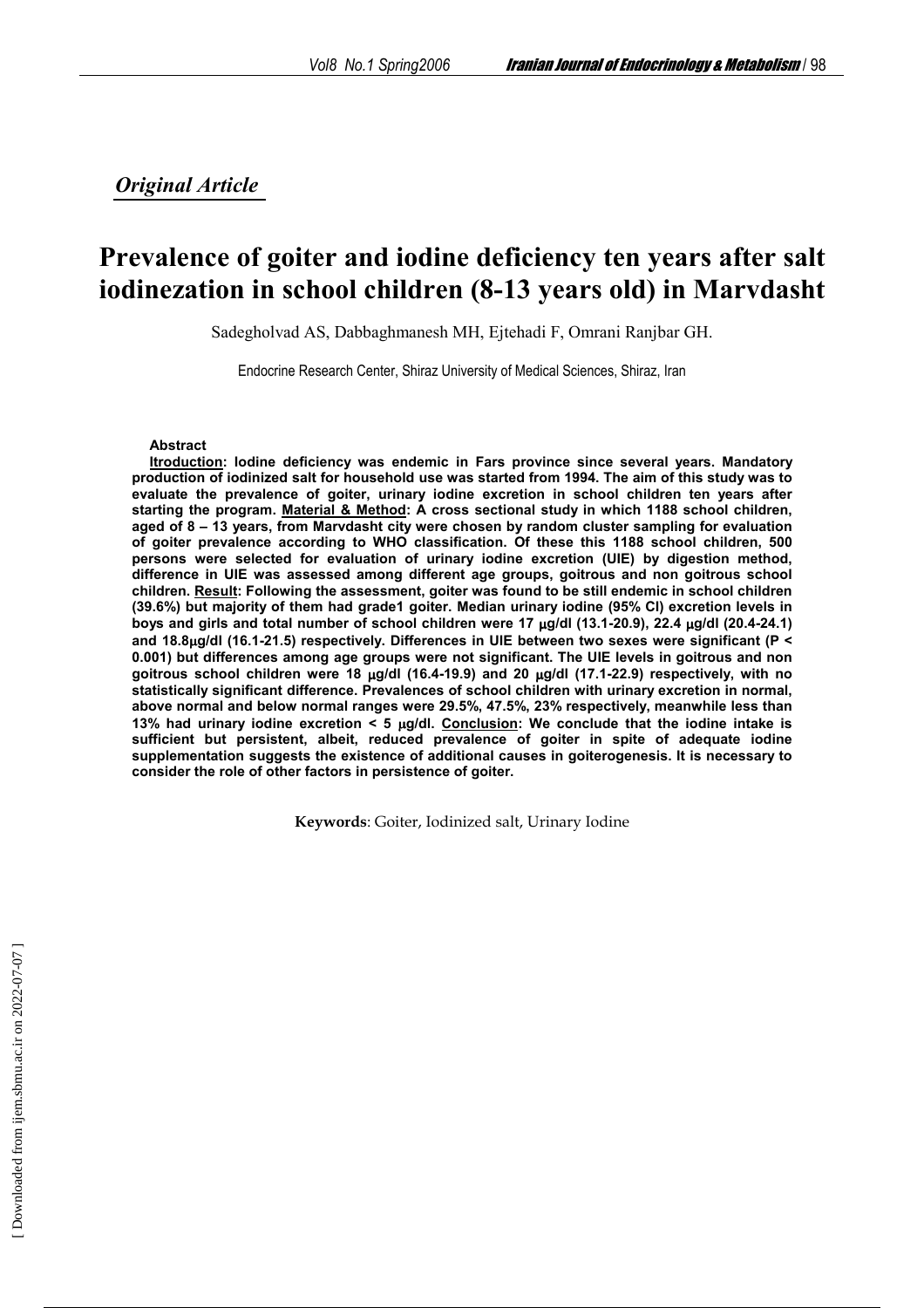*Original Article*

# Prevalence of goiter and iodine deficiency ten years after salt iodinezation in school children (8-13 years old) in Marvdasht

Sadegholvad AS, Dabbaghmanesh MH, Ejtehadi F, Omrani Ranjbar GH.

Endocrine Research Center, Shiraz University of Medical Sciences, Shiraz, Iran

**Abstract**

**Itroduction: Iodine deficiency was endemic in Fars province since several years. Mandatory production of iodinized salt for household use was started from 1994. The aim of this study was to evaluate the prevalence of goiter, urinary iodine excretion in school children ten years after starting the program. Material & Method: A cross sectional study in which 1188 school children, aged of 8 – 13 years, from Marvdasht city were chosen by random cluster sampling for evaluation of goiter prevalence according to WHO classification. Of these this 1188 school children, 500 persons were selected for evaluation of urinary iodine excretion (UIE) by digestion method, difference in UIE was assessed among different age groups, goitrous and non goitrous school children. Result: Following the assessment, goiter was found to be still endemic in school children (39.6%) but majority of them had grade1 goiter. Median urinary iodine (95% CI) excretion levels in boys and girls and total number of school children were 17 μg/dl (13.1-20.9), 22.4 μg/dl (20.4-24.1) and 18.8μg/dl (16.1-21.5) respectively. Differences in UIE between two sexes were significant ($P < 0.001$) but differences among age groups were not significant. The UIE levels in goitrous and non goitrous school children were 18 μg/dl (16.4-19.9) and 20 μg/dl (17.1-22.9) respectively, with no statistically significant difference. Prevalences of school children with urinary excretion in normal, above normal and below normal ranges were 29.5%, 47.5%, 23% respectively, meanwhile less than 13% had urinary iodine excretion < 5 μg/dl. Conclusion: We conclude that the iodine intake is sufficient but persistent, albeit, reduced prevalence of goiter in spite of adequate iodine supplementation suggests the existence of additional causes in goiterogenesis. It is necessary to consider the role of other factors in persistence of goiter.**

**Keywords**: Goiter, Iodinized salt, Urinary Iodine